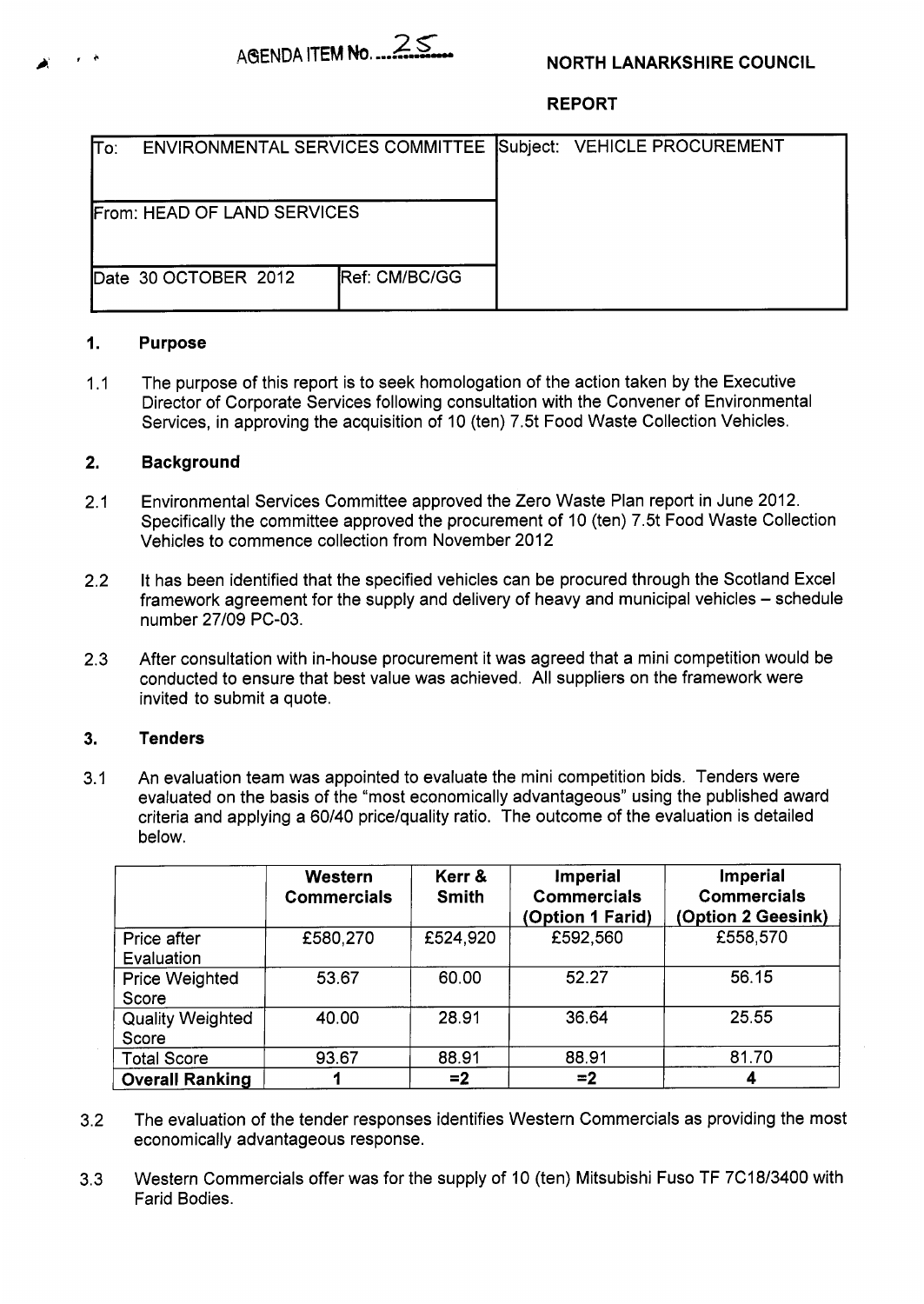AGENDA ITEM No. 25

**NORTH LANARKSHIRE COUNCIL**

**REPORT**

| To: ENVIRONMENTAL SERVICES COMMITTEE | | Subject: VEHICLE PROCUREMENT |
|---|---|---|
| From: HEAD OF LAND SERVICES | | |
| Date 30 OCTOBER 2012 | Ref: CM/BC/GG | |

## 1. Purpose

1.1 The purpose of this report is to seek homologation of the action taken by the Executive Director of Corporate Services following consultation with the Convener of Environmental Services, in approving the acquisition of 10 (ten) 7.5t Food Waste Collection Vehicles.

## 2. Background

2.1 Environmental Services Committee approved the Zero Waste Plan report in June 2012. Specifically the committee approved the procurement of 10 (ten) 7.5t Food Waste Collection Vehicles to commence collection from November 2012

2.2 It has been identified that the specified vehicles can be procured through the Scotland Excel framework agreement for the supply and delivery of heavy and municipal vehicles – schedule number 27/09 PC-03.

2.3 After consultation with in-house procurement it was agreed that a mini competition would be conducted to ensure that best value was achieved. All suppliers on the framework were invited to submit a quote.

## 3. Tenders

3.1 An evaluation team was appointed to evaluate the mini competition bids. Tenders were evaluated on the basis of the "most economically advantageous" using the published award criteria and applying a 60/40 price/quality ratio. The outcome of the evaluation is detailed below.

| | Western Commercials | Kerr & Smith | Imperial Commercials (Option 1 Farid) | Imperial Commercials (Option 2 Geesink) |
|---|---|---|---|---|
| Price after Evaluation | £580,270 | £524,920 | £592,560 | £558,570 |
| Price Weighted Score | 53.67 | 60.00 | 52.27 | 56.15 |
| Quality Weighted Score | 40.00 | 28.91 | 36.64 | 25.55 |
| Total Score | 93.67 | 88.91 | 88.91 | 81.70 |
| **Overall Ranking** | 1 | =2 | =2 | 4 |

3.2 The evaluation of the tender responses identifies Western Commercials as providing the most economically advantageous response.

3.3 Western Commercials offer was for the supply of 10 (ten) Mitsubishi Fuso TF 7C18/3400 with Farid Bodies.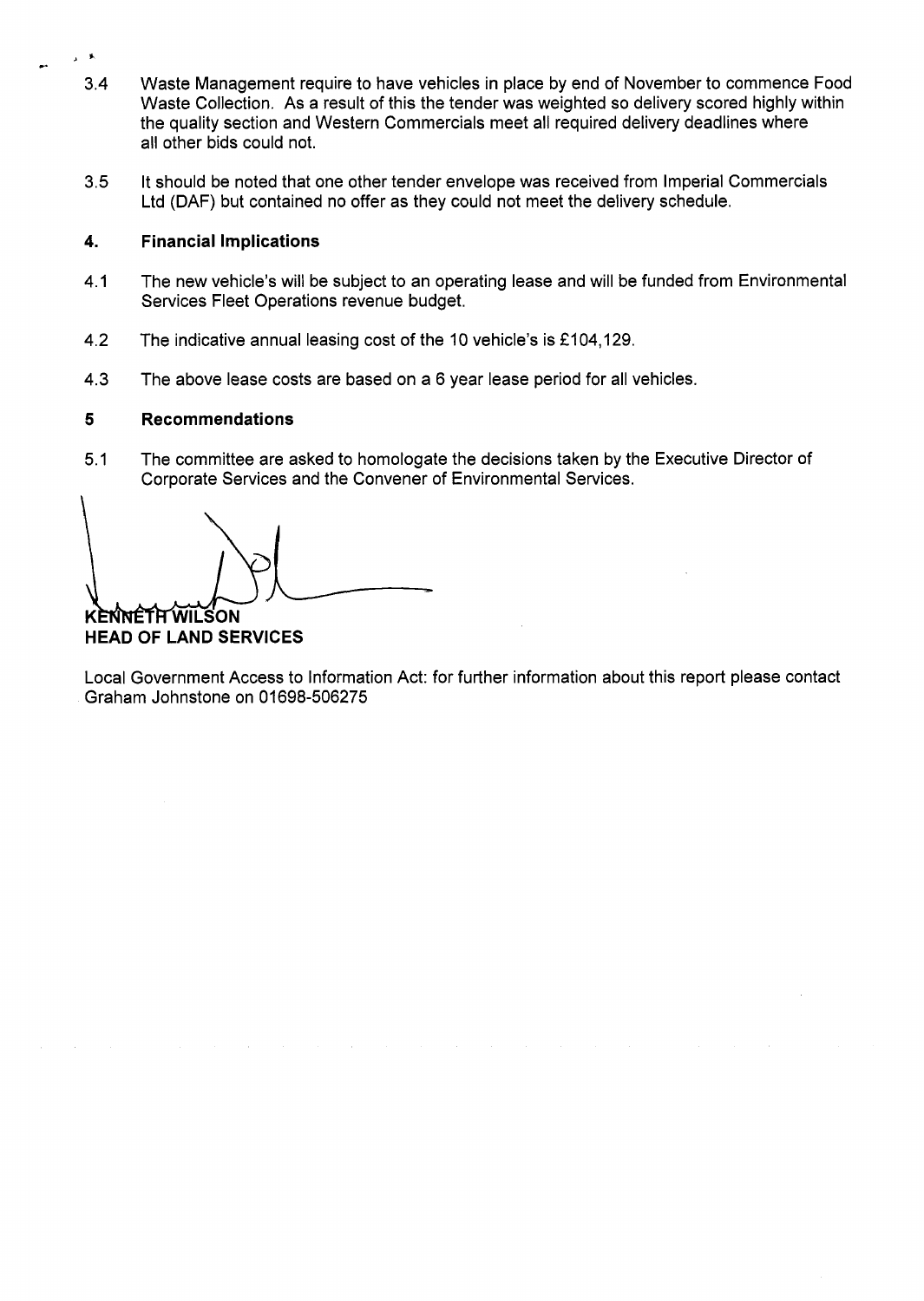3.4 Waste Management require to have vehicles in place by end of November to commence Food Waste Collection. As a result of this the tender was weighted so delivery scored highly within the quality section and Western Commercials meet all required delivery deadlines where all other bids could not.

3.5 It should be noted that one other tender envelope was received from Imperial Commercials Ltd (DAF) but contained no offer as they could not meet the delivery schedule.

## 4. Financial Implications

4.1 The new vehicle's will be subject to an operating lease and will be funded from Environmental Services Fleet Operations revenue budget.

4.2 The indicative annual leasing cost of the 10 vehicle's is £104,129.

4.3 The above lease costs are based on a 6 year lease period for all vehicles.

## 5 Recommendations

5.1 The committee are asked to homologate the decisions taken by the Executive Director of Corporate Services and the Convener of Environmental Services.

**KENNETH WILSON**
**HEAD OF LAND SERVICES**

Local Government Access to Information Act: for further information about this report please contact Graham Johnstone on 01698-506275